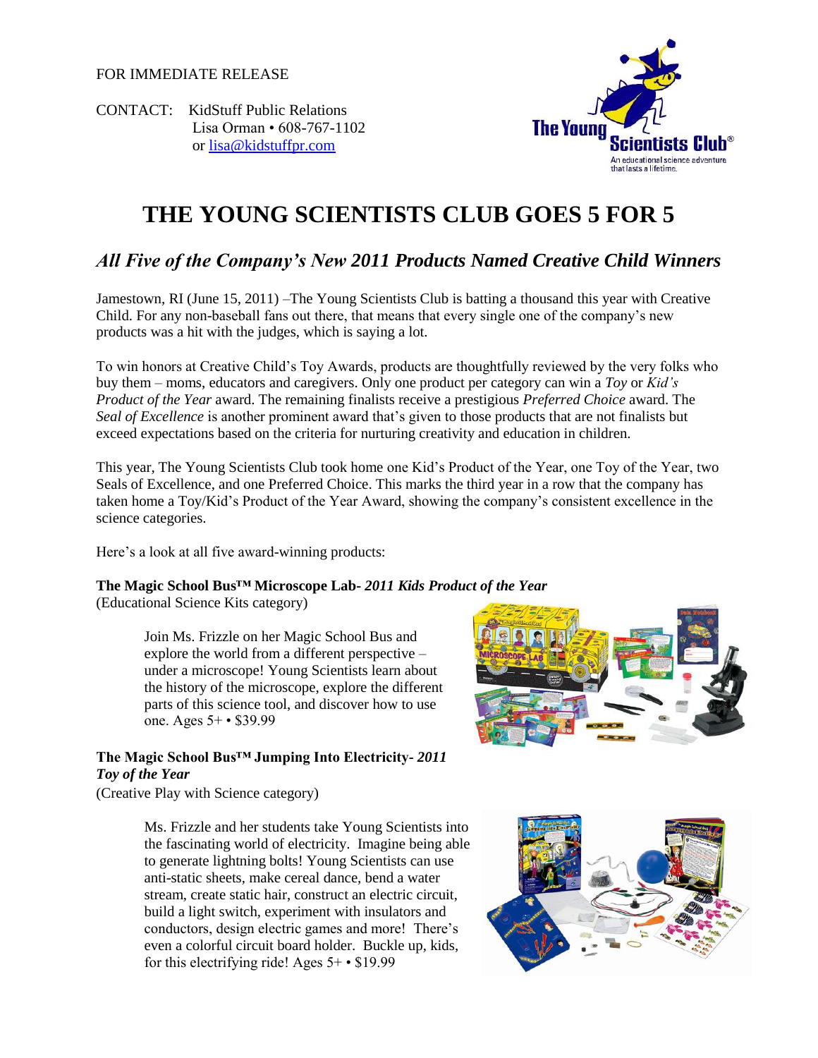FOR IMMEDIATE RELEASE

CONTACT: KidStuff Public Relations
Lisa Orman • 608-767-1102
or lisa@kidstuffpr.com

# THE YOUNG SCIENTISTS CLUB GOES 5 FOR 5

## *All Five of the Company's New 2011 Products Named Creative Child Winners*

Jamestown, RI (June 15, 2011) –The Young Scientists Club is batting a thousand this year with Creative Child. For any non-baseball fans out there, that means that every single one of the company's new products was a hit with the judges, which is saying a lot.

To win honors at Creative Child's Toy Awards, products are thoughtfully reviewed by the very folks who buy them – moms, educators and caregivers. Only one product per category can win a *Toy* or *Kid's Product of the Year* award. The remaining finalists receive a prestigious *Preferred Choice* award. The *Seal of Excellence* is another prominent award that's given to those products that are not finalists but exceed expectations based on the criteria for nurturing creativity and education in children.

This year, The Young Scientists Club took home one Kid's Product of the Year, one Toy of the Year, two Seals of Excellence, and one Preferred Choice. This marks the third year in a row that the company has taken home a Toy/Kid's Product of the Year Award, showing the company's consistent excellence in the science categories.

Here's a look at all five award-winning products:

**The Magic School Bus™ Microscope Lab-** ***2011 Kids Product of the Year***
(Educational Science Kits category)

> Join Ms. Frizzle on her Magic School Bus and explore the world from a different perspective – under a microscope! Young Scientists learn about the history of the microscope, explore the different parts of this science tool, and discover how to use one. Ages 5+ • $39.99

**The Magic School Bus™ Jumping Into Electricity-** ***2011 Toy of the Year***
(Creative Play with Science category)

> Ms. Frizzle and her students take Young Scientists into the fascinating world of electricity. Imagine being able to generate lightning bolts! Young Scientists can use anti-static sheets, make cereal dance, bend a water stream, create static hair, construct an electric circuit, build a light switch, experiment with insulators and conductors, design electric games and more! There's even a colorful circuit board holder. Buckle up, kids, for this electrifying ride! Ages 5+ • $19.99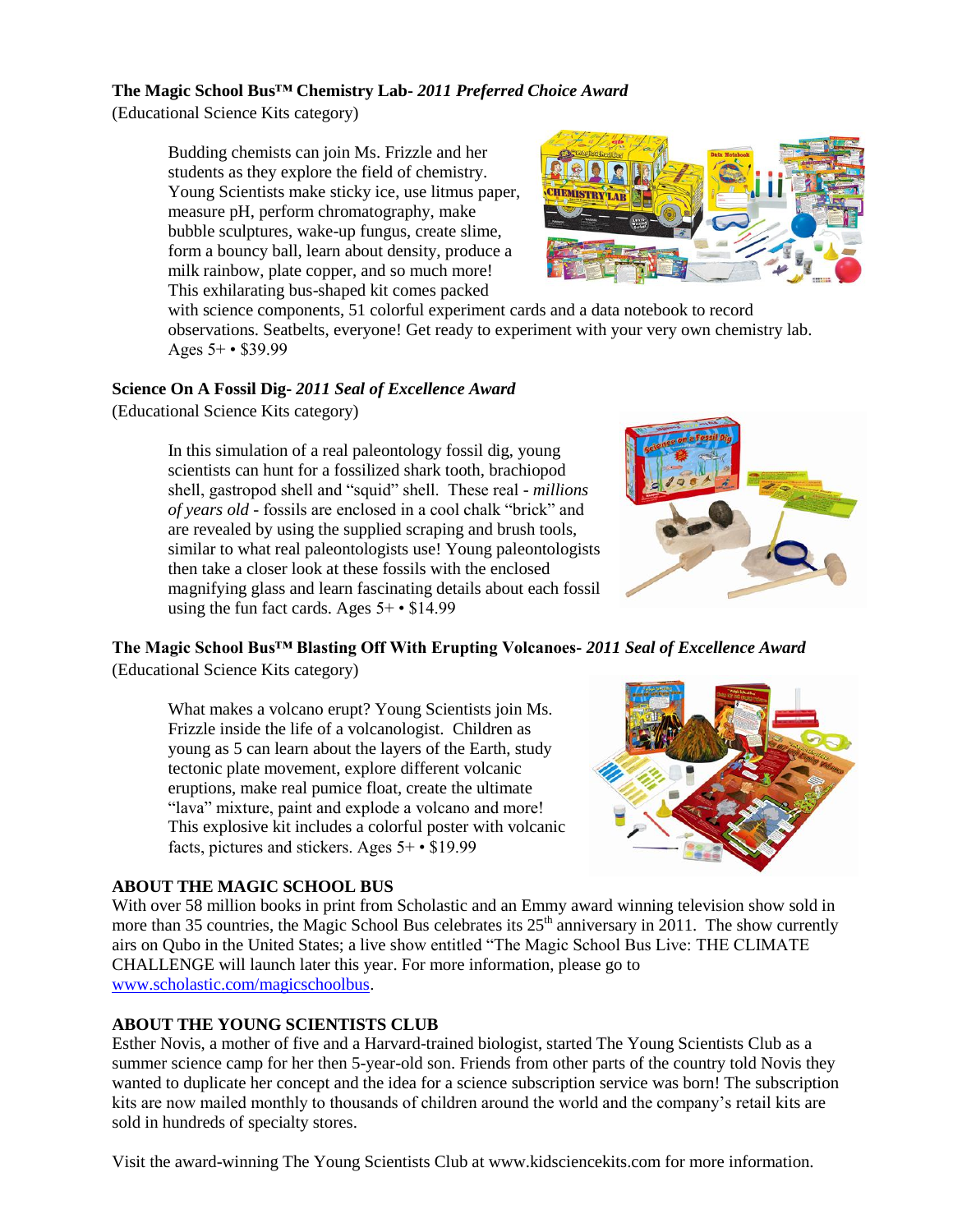**The Magic School Bus™ Chemistry Lab-** ***2011 Preferred Choice Award***
(Educational Science Kits category)

Budding chemists can join Ms. Frizzle and her students as they explore the field of chemistry. Young Scientists make sticky ice, use litmus paper, measure pH, perform chromatography, make bubble sculptures, wake-up fungus, create slime, form a bouncy ball, learn about density, produce a milk rainbow, plate copper, and so much more! This exhilarating bus-shaped kit comes packed with science components, 51 colorful experiment cards and a data notebook to record observations. Seatbelts, everyone! Get ready to experiment with your very own chemistry lab. Ages 5+ • $39.99

**Science On A Fossil Dig-** ***2011 Seal of Excellence Award***
(Educational Science Kits category)

In this simulation of a real paleontology fossil dig, young scientists can hunt for a fossilized shark tooth, brachiopod shell, gastropod shell and "squid" shell. These real - *millions of years old* - fossils are enclosed in a cool chalk "brick" and are revealed by using the supplied scraping and brush tools, similar to what real paleontologists use! Young paleontologists then take a closer look at these fossils with the enclosed magnifying glass and learn fascinating details about each fossil using the fun fact cards. Ages 5+ • $14.99

**The Magic School Bus™ Blasting Off With Erupting Volcanoes-** ***2011 Seal of Excellence Award***
(Educational Science Kits category)

What makes a volcano erupt? Young Scientists join Ms. Frizzle inside the life of a volcanologist. Children as young as 5 can learn about the layers of the Earth, study tectonic plate movement, explore different volcanic eruptions, make real pumice float, create the ultimate "lava" mixture, paint and explode a volcano and more! This explosive kit includes a colorful poster with volcanic facts, pictures and stickers. Ages 5+ • $19.99

**ABOUT THE MAGIC SCHOOL BUS**

With over 58 million books in print from Scholastic and an Emmy award winning television show sold in more than 35 countries, the Magic School Bus celebrates its 25th anniversary in 2011. The show currently airs on Qubo in the United States; a live show entitled "The Magic School Bus Live: THE CLIMATE CHALLENGE will launch later this year. For more information, please go to www.scholastic.com/magicschoolbus.

**ABOUT THE YOUNG SCIENTISTS CLUB**

Esther Novis, a mother of five and a Harvard-trained biologist, started The Young Scientists Club as a summer science camp for her then 5-year-old son. Friends from other parts of the country told Novis they wanted to duplicate her concept and the idea for a science subscription service was born! The subscription kits are now mailed monthly to thousands of children around the world and the company's retail kits are sold in hundreds of specialty stores.

Visit the award-winning The Young Scientists Club at www.kidsciencekits.com for more information.